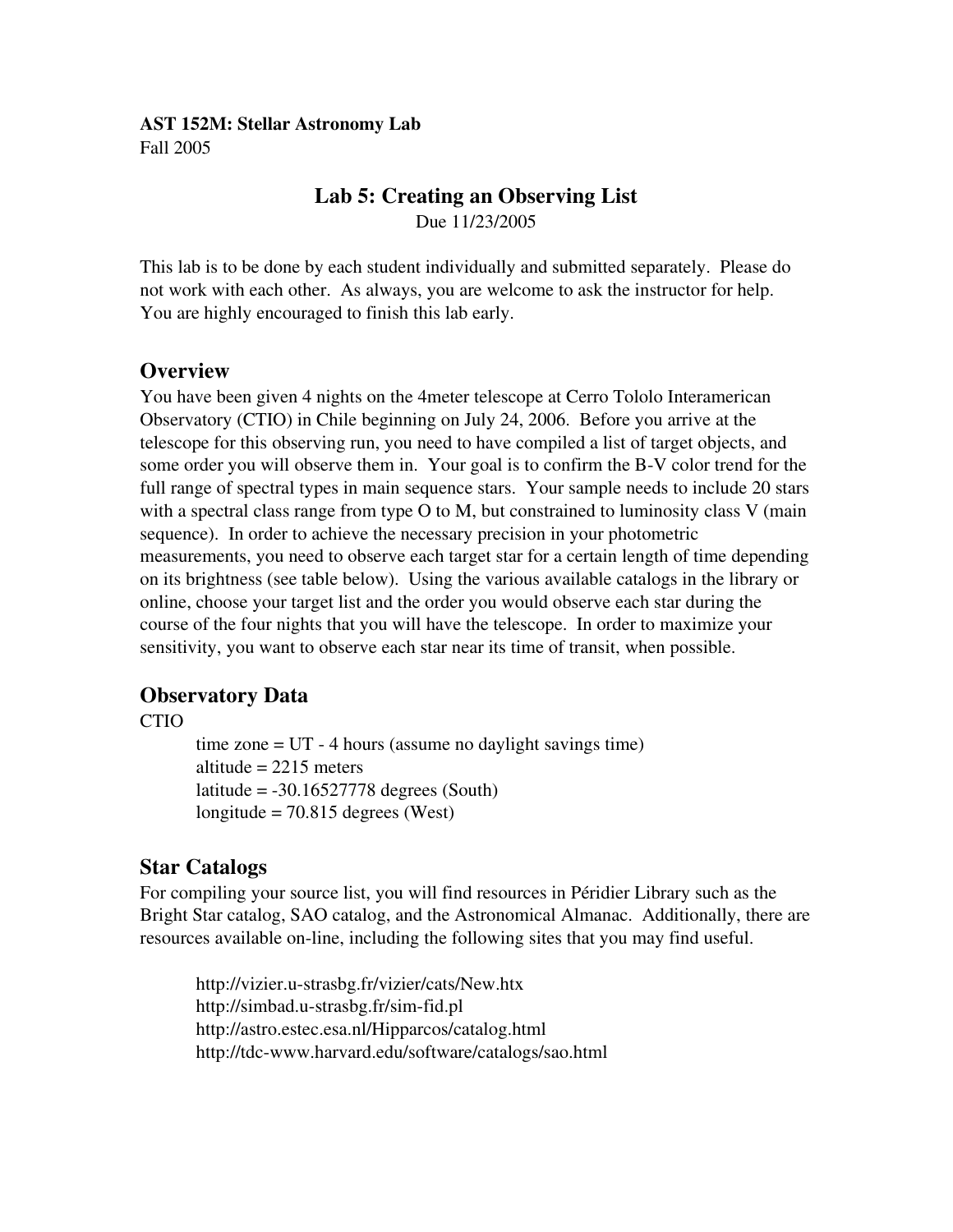**AST 152M: Stellar Astronomy Lab**
Fall 2005

# Lab 5: Creating an Observing List

Due 11/23/2005

This lab is to be done by each student individually and submitted separately. Please do not work with each other. As always, you are welcome to ask the instructor for help. You are highly encouraged to finish this lab early.

## Overview

You have been given 4 nights on the 4meter telescope at Cerro Tololo Interamerican Observatory (CTIO) in Chile beginning on July 24, 2006. Before you arrive at the telescope for this observing run, you need to have compiled a list of target objects, and some order you will observe them in. Your goal is to confirm the B-V color trend for the full range of spectral types in main sequence stars. Your sample needs to include 20 stars with a spectral class range from type O to M, but constrained to luminosity class V (main sequence). In order to achieve the necessary precision in your photometric measurements, you need to observe each target star for a certain length of time depending on its brightness (see table below). Using the various available catalogs in the library or online, choose your target list and the order you would observe each star during the course of the four nights that you will have the telescope. In order to maximize your sensitivity, you want to observe each star near its time of transit, when possible.

## Observatory Data

CTIO

- time zone = UT - 4 hours (assume no daylight savings time)
- altitude = 2215 meters
- latitude = -30.16527778 degrees (South)
- longitude = 70.815 degrees (West)

## Star Catalogs

For compiling your source list, you will find resources in Péridier Library such as the Bright Star catalog, SAO catalog, and the Astronomical Almanac. Additionally, there are resources available on-line, including the following sites that you may find useful.

- http://vizier.u-strasbg.fr/vizier/cats/New.htx
- http://simbad.u-strasbg.fr/sim-fid.pl
- http://astro.estec.esa.nl/Hipparcos/catalog.html
- http://tdc-www.harvard.edu/software/catalogs/sao.html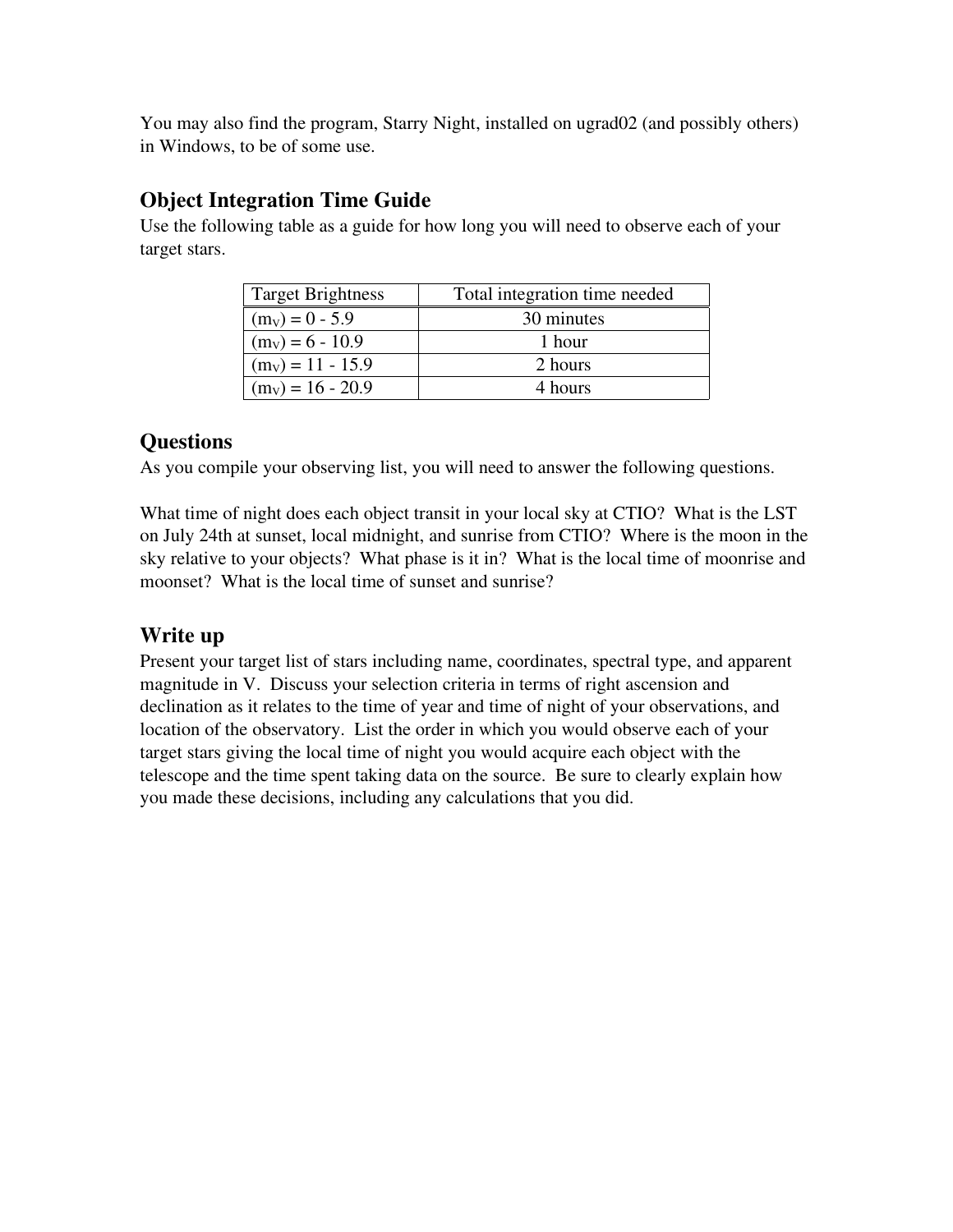You may also find the program, Starry Night, installed on ugrad02 (and possibly others) in Windows, to be of some use.

## Object Integration Time Guide

Use the following table as a guide for how long you will need to observe each of your target stars.

| Target Brightness | Total integration time needed |
|---|---|
| $(m_V)$ = 0 - 5.9 | 30 minutes |
| $(m_V)$ = 6 - 10.9 | 1 hour |
| $(m_V)$ = 11 - 15.9 | 2 hours |
| $(m_V)$ = 16 - 20.9 | 4 hours |

## Questions

As you compile your observing list, you will need to answer the following questions.

What time of night does each object transit in your local sky at CTIO? What is the LST on July 24th at sunset, local midnight, and sunrise from CTIO? Where is the moon in the sky relative to your objects? What phase is it in? What is the local time of moonrise and moonset? What is the local time of sunset and sunrise?

## Write up

Present your target list of stars including name, coordinates, spectral type, and apparent magnitude in V. Discuss your selection criteria in terms of right ascension and declination as it relates to the time of year and time of night of your observations, and location of the observatory. List the order in which you would observe each of your target stars giving the local time of night you would acquire each object with the telescope and the time spent taking data on the source. Be sure to clearly explain how you made these decisions, including any calculations that you did.